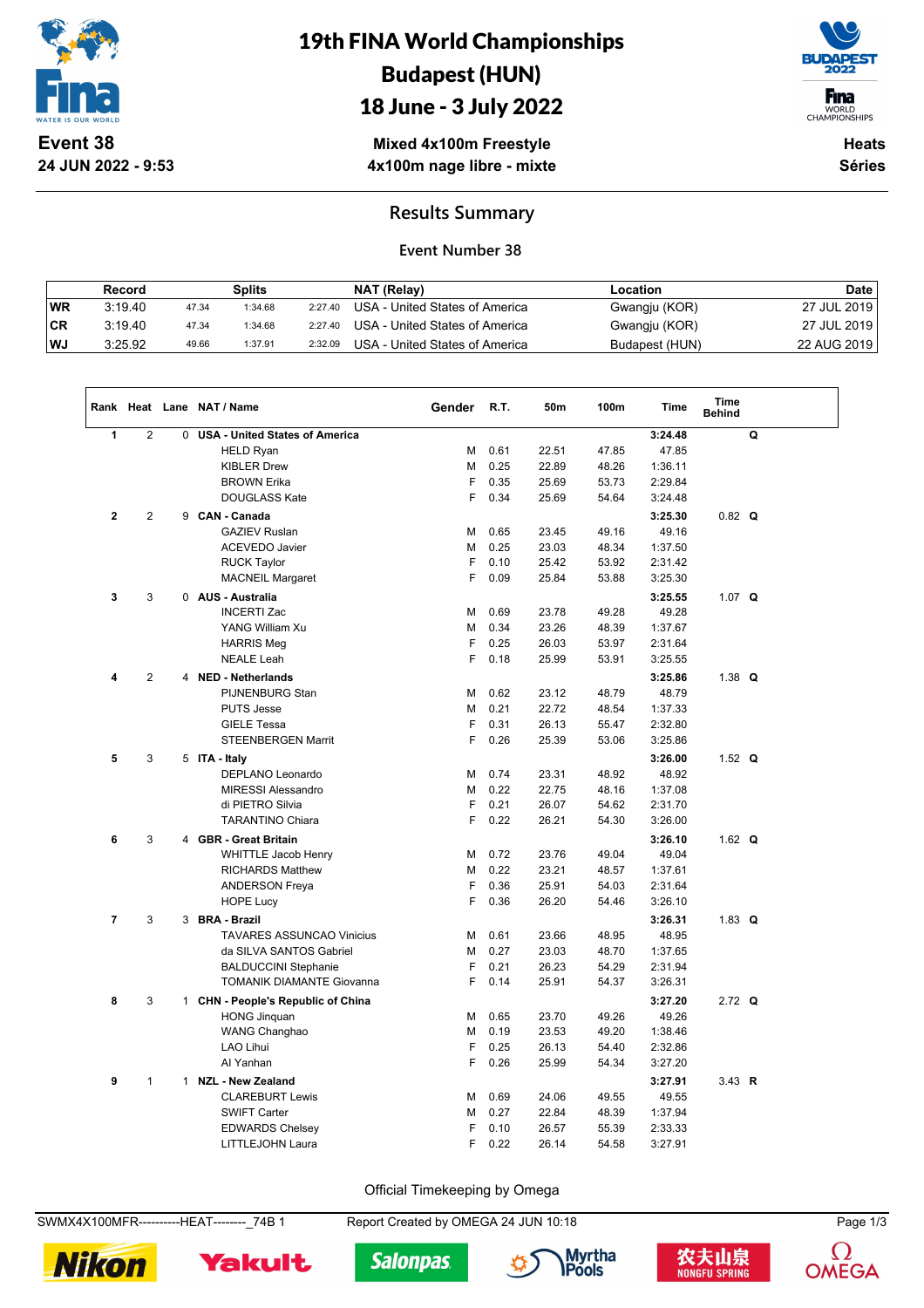# 19th FINA World Championships
# Budapest (HUN)
# 18 June - 3 July 2022

**Event 38**
**24 JUN 2022 - 9:53**

**Mixed 4x100m Freestyle**
**4x100m nage libre - mixte**

**Heats**
**Séries**

## Results Summary

### Event Number 38

| | Record | Splits | | | NAT (Relay) | Location | Date |
|---|---|---|---|---|---|---|---|
| WR | 3:19.40 | 47.34 | 1:34.68 | 2:27.40 | USA - United States of America | Gwangju (KOR) | 27 JUL 2019 |
| CR | 3:19.40 | 47.34 | 1:34.68 | 2:27.40 | USA - United States of America | Gwangju (KOR) | 27 JUL 2019 |
| WJ | 3:25.92 | 49.66 | 1:37.91 | 2:32.09 | USA - United States of America | Budapest (HUN) | 22 AUG 2019 |

| Rank | Heat | Lane | NAT / Name | Gender | R.T. | 50m | 100m | Time | Time Behind | |
|---|---|---|---|---|---|---|---|---|---|---|
| 1 | 2 | 0 | **USA - United States of America** | | | | | **3:24.48** | | **Q** |
| | | | HELD Ryan | M | 0.61 | 22.51 | 47.85 | 47.85 | | |
| | | | KIBLER Drew | M | 0.25 | 22.89 | 48.26 | 1:36.11 | | |
| | | | BROWN Erika | F | 0.35 | 25.69 | 53.73 | 2:29.84 | | |
| | | | DOUGLASS Kate | F | 0.34 | 25.69 | 54.64 | 3:24.48 | | |
| 2 | 2 | 9 | **CAN - Canada** | | | | | **3:25.30** | 0.82 | **Q** |
| | | | GAZIEV Ruslan | M | 0.65 | 23.45 | 49.16 | 49.16 | | |
| | | | ACEVEDO Javier | M | 0.25 | 23.03 | 48.34 | 1:37.50 | | |
| | | | RUCK Taylor | F | 0.10 | 25.42 | 53.92 | 2:31.42 | | |
| | | | MACNEIL Margaret | F | 0.09 | 25.84 | 53.88 | 3:25.30 | | |
| 3 | 3 | 0 | **AUS - Australia** | | | | | **3:25.55** | 1.07 | **Q** |
| | | | INCERTI Zac | M | 0.69 | 23.78 | 49.28 | 49.28 | | |
| | | | YANG William Xu | M | 0.34 | 23.26 | 48.39 | 1:37.67 | | |
| | | | HARRIS Meg | F | 0.25 | 26.03 | 53.97 | 2:31.64 | | |
| | | | NEALE Leah | F | 0.18 | 25.99 | 53.91 | 3:25.55 | | |
| 4 | 2 | 4 | **NED - Netherlands** | | | | | **3:25.86** | 1.38 | **Q** |
| | | | PIJNENBURG Stan | M | 0.62 | 23.12 | 48.79 | 48.79 | | |
| | | | PUTS Jesse | M | 0.21 | 22.72 | 48.54 | 1:37.33 | | |
| | | | GIELE Tessa | F | 0.31 | 26.13 | 55.47 | 2:32.80 | | |
| | | | STEENBERGEN Marrit | F | 0.26 | 25.39 | 53.06 | 3:25.86 | | |
| 5 | 3 | 5 | **ITA - Italy** | | | | | **3:26.00** | 1.52 | **Q** |
| | | | DEPLANO Leonardo | M | 0.74 | 23.31 | 48.92 | 48.92 | | |
| | | | MIRESSI Alessandro | M | 0.22 | 22.75 | 48.16 | 1:37.08 | | |
| | | | di PIETRO Silvia | F | 0.21 | 26.07 | 54.62 | 2:31.70 | | |
| | | | TARANTINO Chiara | F | 0.22 | 26.21 | 54.30 | 3:26.00 | | |
| 6 | 3 | 4 | **GBR - Great Britain** | | | | | **3:26.10** | 1.62 | **Q** |
| | | | WHITTLE Jacob Henry | M | 0.72 | 23.76 | 49.04 | 49.04 | | |
| | | | RICHARDS Matthew | M | 0.22 | 23.21 | 48.57 | 1:37.61 | | |
| | | | ANDERSON Freya | F | 0.36 | 25.91 | 54.03 | 2:31.64 | | |
| | | | HOPE Lucy | F | 0.36 | 26.20 | 54.46 | 3:26.10 | | |
| 7 | 3 | 3 | **BRA - Brazil** | | | | | **3:26.31** | 1.83 | **Q** |
| | | | TAVARES ASSUNCAO Vinicius | M | 0.61 | 23.66 | 48.95 | 48.95 | | |
| | | | da SILVA SANTOS Gabriel | M | 0.27 | 23.03 | 48.70 | 1:37.65 | | |
| | | | BALDUCCINI Stephanie | F | 0.21 | 26.23 | 54.29 | 2:31.94 | | |
| | | | TOMANIK DIAMANTE Giovanna | F | 0.14 | 25.91 | 54.37 | 3:26.31 | | |
| 8 | 3 | 1 | **CHN - People's Republic of China** | | | | | **3:27.20** | 2.72 | **Q** |
| | | | HONG Jinquan | M | 0.65 | 23.70 | 49.26 | 49.26 | | |
| | | | WANG Changhao | M | 0.19 | 23.53 | 49.20 | 1:38.46 | | |
| | | | LAO Lihui | F | 0.25 | 26.13 | 54.40 | 2:32.86 | | |
| | | | AI Yanhan | F | 0.26 | 25.99 | 54.34 | 3:27.20 | | |
| 9 | 1 | 1 | **NZL - New Zealand** | | | | | **3:27.91** | 3.43 | **R** |
| | | | CLAREBURT Lewis | M | 0.69 | 24.06 | 49.55 | 49.55 | | |
| | | | SWIFT Carter | M | 0.27 | 22.84 | 48.39 | 1:37.94 | | |
| | | | EDWARDS Chelsey | F | 0.10 | 26.57 | 55.39 | 2:33.33 | | |
| | | | LITTLEJOHN Laura | F | 0.22 | 26.14 | 54.58 | 3:27.91 | | |

Official Timekeeping by Omega

SWMX4X100MFR----------HEAT--------_74B 1 Report Created by OMEGA 24 JUN 10:18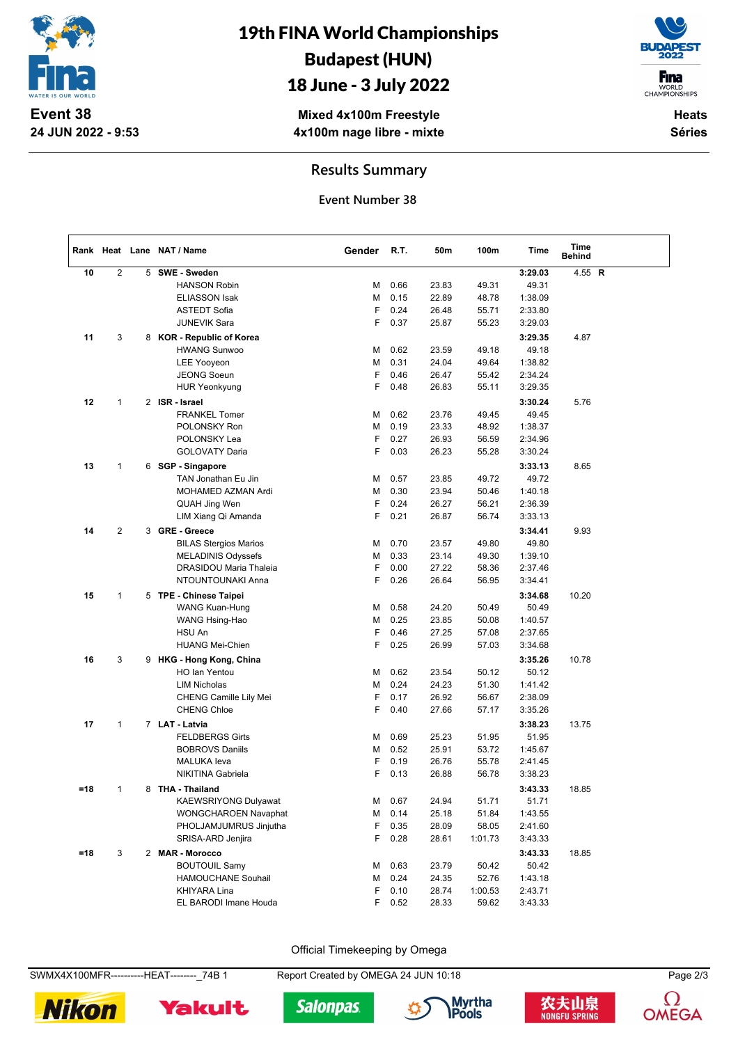# 19th FINA World Championships
## Budapest (HUN)
## 18 June - 3 July 2022

**Event 38**
**24 JUN 2022 - 9:53**

**Mixed 4x100m Freestyle**
**4x100m nage libre - mixte**

**Heats**
**Séries**

## Results Summary

### Event Number 38

| Rank | Heat | Lane | NAT / Name | Gender | R.T. | 50m | 100m | Time | Time Behind |
|---|---|---|---|---|---|---|---|---|---|
| 10 | 2 | 5 | **SWE - Sweden** | | | | | **3:29.03** | 4.55 **R** |
| | | | HANSON Robin | M | 0.66 | 23.83 | 49.31 | 49.31 | |
| | | | ELIASSON Isak | M | 0.15 | 22.89 | 48.78 | 1:38.09 | |
| | | | ASTEDT Sofia | F | 0.24 | 26.48 | 55.71 | 2:33.80 | |
| | | | JUNEVIK Sara | F | 0.37 | 25.87 | 55.23 | 3:29.03 | |
| 11 | 3 | 8 | **KOR - Republic of Korea** | | | | | **3:29.35** | 4.87 |
| | | | HWANG Sunwoo | M | 0.62 | 23.59 | 49.18 | 49.18 | |
| | | | LEE Yooyeon | M | 0.31 | 24.04 | 49.64 | 1:38.82 | |
| | | | JEONG Soeun | F | 0.46 | 26.47 | 55.42 | 2:34.24 | |
| | | | HUR Yeonkyung | F | 0.48 | 26.83 | 55.11 | 3:29.35 | |
| 12 | 1 | 2 | **ISR - Israel** | | | | | **3:30.24** | 5.76 |
| | | | FRANKEL Tomer | M | 0.62 | 23.76 | 49.45 | 49.45 | |
| | | | POLONSKY Ron | M | 0.19 | 23.33 | 48.92 | 1:38.37 | |
| | | | POLONSKY Lea | F | 0.27 | 26.93 | 56.59 | 2:34.96 | |
| | | | GOLOVATY Daria | F | 0.03 | 26.23 | 55.28 | 3:30.24 | |
| 13 | 1 | 6 | **SGP - Singapore** | | | | | **3:33.13** | 8.65 |
| | | | TAN Jonathan Eu Jin | M | 0.57 | 23.85 | 49.72 | 49.72 | |
| | | | MOHAMED AZMAN Ardi | M | 0.30 | 23.94 | 50.46 | 1:40.18 | |
| | | | QUAH Jing Wen | F | 0.24 | 26.27 | 56.21 | 2:36.39 | |
| | | | LIM Xiang Qi Amanda | F | 0.21 | 26.87 | 56.74 | 3:33.13 | |
| 14 | 2 | 3 | **GRE - Greece** | | | | | **3:34.41** | 9.93 |
| | | | BILAS Stergios Marios | M | 0.70 | 23.57 | 49.80 | 49.80 | |
| | | | MELADINIS Odyssefs | M | 0.33 | 23.14 | 49.30 | 1:39.10 | |
| | | | DRASIDOU Maria Thaleia | F | 0.00 | 27.22 | 58.36 | 2:37.46 | |
| | | | NTOUNTOUNAKI Anna | F | 0.26 | 26.64 | 56.95 | 3:34.41 | |
| 15 | 1 | 5 | **TPE - Chinese Taipei** | | | | | **3:34.68** | 10.20 |
| | | | WANG Kuan-Hung | M | 0.58 | 24.20 | 50.49 | 50.49 | |
| | | | WANG Hsing-Hao | M | 0.25 | 23.85 | 50.08 | 1:40.57 | |
| | | | HSU An | F | 0.46 | 27.25 | 57.08 | 2:37.65 | |
| | | | HUANG Mei-Chien | F | 0.25 | 26.99 | 57.03 | 3:34.68 | |
| 16 | 3 | 9 | **HKG - Hong Kong, China** | | | | | **3:35.26** | 10.78 |
| | | | HO Ian Yentou | M | 0.62 | 23.54 | 50.12 | 50.12 | |
| | | | LIM Nicholas | M | 0.24 | 24.23 | 51.30 | 1:41.42 | |
| | | | CHENG Camille Lily Mei | F | 0.17 | 26.92 | 56.67 | 2:38.09 | |
| | | | CHENG Chloe | F | 0.40 | 27.66 | 57.17 | 3:35.26 | |
| 17 | 1 | 7 | **LAT - Latvia** | | | | | **3:38.23** | 13.75 |
| | | | FELDBERGS Girts | M | 0.69 | 25.23 | 51.95 | 51.95 | |
| | | | BOBROVS Daniils | M | 0.52 | 25.91 | 53.72 | 1:45.67 | |
| | | | MALUKA Ieva | F | 0.19 | 26.76 | 55.78 | 2:41.45 | |
| | | | NIKITINA Gabriela | F | 0.13 | 26.88 | 56.78 | 3:38.23 | |
| =18 | 1 | 8 | **THA - Thailand** | | | | | **3:43.33** | 18.85 |
| | | | KAEWSRIYONG Dulyawat | M | 0.67 | 24.94 | 51.71 | 51.71 | |
| | | | WONGCHAROEN Navaphat | M | 0.14 | 25.18 | 51.84 | 1:43.55 | |
| | | | PHOLJAMJUMRUS Jinjutha | F | 0.35 | 28.09 | 58.05 | 2:41.60 | |
| | | | SRISA-ARD Jenjira | F | 0.28 | 28.61 | 1:01.73 | 3:43.33 | |
| =18 | 3 | 2 | **MAR - Morocco** | | | | | **3:43.33** | 18.85 |
| | | | BOUTOUIL Samy | M | 0.63 | 23.79 | 50.42 | 50.42 | |
| | | | HAMOUCHANE Souhail | M | 0.24 | 24.35 | 52.76 | 1:43.18 | |
| | | | KHIYARA Lina | F | 0.10 | 28.74 | 1:00.53 | 2:43.71 | |
| | | | EL BARODI Imane Houda | F | 0.52 | 28.33 | 59.62 | 3:43.33 | |

Official Timekeeping by Omega

SWMX4X100MFR----------HEAT--------_74B 1 Report Created by OMEGA 24 JUN 10:18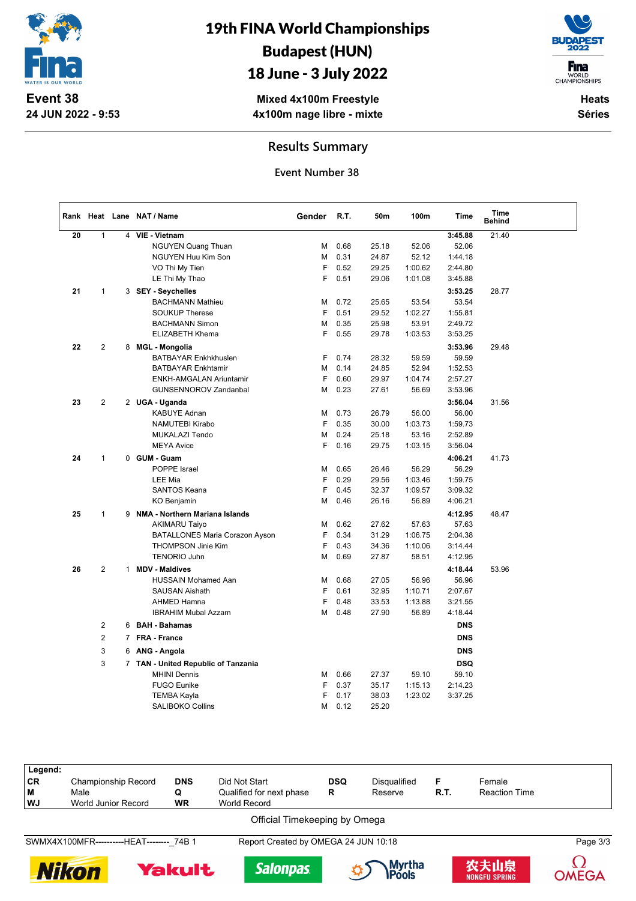# 19th FINA World Championships
## Budapest (HUN)
## 18 June - 3 July 2022

**Event 38**
**24 JUN 2022 - 9:53**

**Mixed 4x100m Freestyle**
**4x100m nage libre - mixte**

**Heats**
**Séries**

## Results Summary

### Event Number 38

| Rank | Heat | Lane | NAT / Name | Gender | R.T. | 50m | 100m | Time | Time Behind |
|---|---|---|---|---|---|---|---|---|---|
| 20 | 1 | 4 | **VIE - Vietnam** | | | | | **3:45.88** | 21.40 |
| | | | NGUYEN Quang Thuan | M | 0.68 | 25.18 | 52.06 | 52.06 | |
| | | | NGUYEN Huu Kim Son | M | 0.31 | 24.87 | 52.12 | 1:44.18 | |
| | | | VO Thi My Tien | F | 0.52 | 29.25 | 1:00.62 | 2:44.80 | |
| | | | LE Thi My Thao | F | 0.51 | 29.06 | 1:01.08 | 3:45.88 | |
| 21 | 1 | 3 | **SEY - Seychelles** | | | | | **3:53.25** | 28.77 |
| | | | BACHMANN Mathieu | M | 0.72 | 25.65 | 53.54 | 53.54 | |
| | | | SOUKUP Therese | F | 0.51 | 29.52 | 1:02.27 | 1:55.81 | |
| | | | BACHMANN Simon | M | 0.35 | 25.98 | 53.91 | 2:49.72 | |
| | | | ELIZABETH Khema | F | 0.55 | 29.78 | 1:03.53 | 3:53.25 | |
| 22 | 2 | 8 | **MGL - Mongolia** | | | | | **3:53.96** | 29.48 |
| | | | BATBAYAR Enkhkhuslen | F | 0.74 | 28.32 | 59.59 | 59.59 | |
| | | | BATBAYAR Enkhtamir | M | 0.14 | 24.85 | 52.94 | 1:52.53 | |
| | | | ENKH-AMGALAN Ariuntamir | F | 0.60 | 29.97 | 1:04.74 | 2:57.27 | |
| | | | GUNSENNOROV Zandanbal | M | 0.23 | 27.61 | 56.69 | 3:53.96 | |
| 23 | 2 | 2 | **UGA - Uganda** | | | | | **3:56.04** | 31.56 |
| | | | KABUYE Adnan | M | 0.73 | 26.79 | 56.00 | 56.00 | |
| | | | NAMUTEBI Kirabo | F | 0.35 | 30.00 | 1:03.73 | 1:59.73 | |
| | | | MUKALAZI Tendo | M | 0.24 | 25.18 | 53.16 | 2:52.89 | |
| | | | MEYA Avice | F | 0.16 | 29.75 | 1:03.15 | 3:56.04 | |
| 24 | 1 | 0 | **GUM - Guam** | | | | | **4:06.21** | 41.73 |
| | | | POPPE Israel | M | 0.65 | 26.46 | 56.29 | 56.29 | |
| | | | LEE Mia | F | 0.29 | 29.56 | 1:03.46 | 1:59.75 | |
| | | | SANTOS Keana | F | 0.45 | 32.37 | 1:09.57 | 3:09.32 | |
| | | | KO Benjamin | M | 0.46 | 26.16 | 56.89 | 4:06.21 | |
| 25 | 1 | 9 | **NMA - Northern Mariana Islands** | | | | | **4:12.95** | 48.47 |
| | | | AKIMARU Taiyo | M | 0.62 | 27.62 | 57.63 | 57.63 | |
| | | | BATALLONES Maria Corazon Ayson | F | 0.34 | 31.29 | 1:06.75 | 2:04.38 | |
| | | | THOMPSON Jinie Kim | F | 0.43 | 34.36 | 1:10.06 | 3:14.44 | |
| | | | TENORIO Juhn | M | 0.69 | 27.87 | 58.51 | 4:12.95 | |
| 26 | 2 | 1 | **MDV - Maldives** | | | | | **4:18.44** | 53.96 |
| | | | HUSSAIN Mohamed Aan | M | 0.68 | 27.05 | 56.96 | 56.96 | |
| | | | SAUSAN Aishath | F | 0.61 | 32.95 | 1:10.71 | 2:07.67 | |
| | | | AHMED Hamna | F | 0.48 | 33.53 | 1:13.88 | 3:21.55 | |
| | | | IBRAHIM Mubal Azzam | M | 0.48 | 27.90 | 56.89 | 4:18.44 | |
| | 2 | 6 | **BAH - Bahamas** | | | | | **DNS** | |
| | 2 | 7 | **FRA - France** | | | | | **DNS** | |
| | 3 | 6 | **ANG - Angola** | | | | | **DNS** | |
| | 3 | 7 | **TAN - United Republic of Tanzania** | | | | | **DSQ** | |
| | | | MHINI Dennis | M | 0.66 | 27.37 | 59.10 | 59.10 | |
| | | | FUGO Eunike | F | 0.37 | 35.17 | 1:15.13 | 2:14.23 | |
| | | | TEMBA Kayla | F | 0.17 | 38.03 | 1:23.02 | 3:37.25 | |
| | | | SALIBOKO Collins | M | 0.12 | 25.20 | | | |

**Legend:**

| | | | | | | | |
|---|---|---|---|---|---|---|---|
| **CR** | Championship Record | **DNS** | Did Not Start | **DSQ** | Disqualified | **F** | Female |
| **M** | Male | **Q** | Qualified for next phase | **R** | Reserve | **R.T.** | Reaction Time |
| **WJ** | World Junior Record | **WR** | World Record | | | | |

Official Timekeeping by Omega

SWMX4X100MFR----------HEAT--------_74B 1 Report Created by OMEGA 24 JUN 10:18